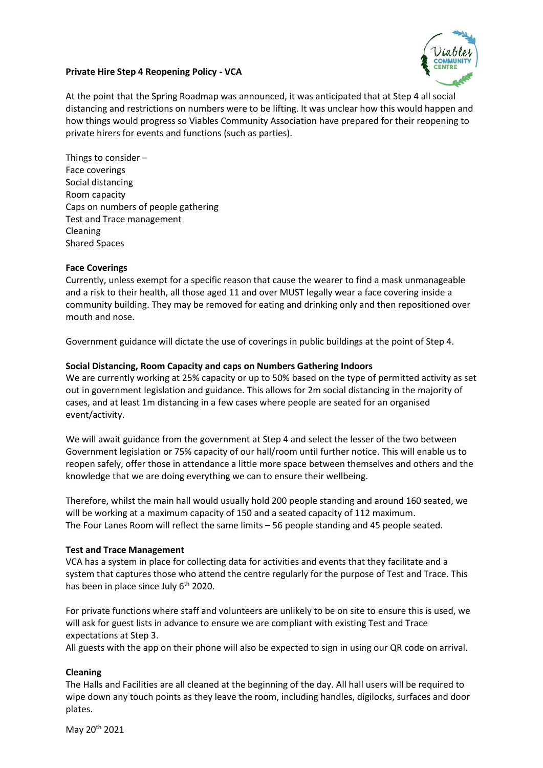**Private Hire Step 4 Reopening Policy - VCA**

At the point that the Spring Roadmap was announced, it was anticipated that at Step 4 all social distancing and restrictions on numbers were to be lifting. It was unclear how this would happen and how things would progress so Viables Community Association have prepared for their reopening to private hirers for events and functions (such as parties).

Things to consider –
Face coverings
Social distancing
Room capacity
Caps on numbers of people gathering
Test and Trace management
Cleaning
Shared Spaces

**Face Coverings**

Currently, unless exempt for a specific reason that cause the wearer to find a mask unmanageable and a risk to their health, all those aged 11 and over MUST legally wear a face covering inside a community building. They may be removed for eating and drinking only and then repositioned over mouth and nose.

Government guidance will dictate the use of coverings in public buildings at the point of Step 4.

**Social Distancing, Room Capacity and caps on Numbers Gathering Indoors**

We are currently working at 25% capacity or up to 50% based on the type of permitted activity as set out in government legislation and guidance. This allows for 2m social distancing in the majority of cases, and at least 1m distancing in a few cases where people are seated for an organised event/activity.

We will await guidance from the government at Step 4 and select the lesser of the two between Government legislation or 75% capacity of our hall/room until further notice. This will enable us to reopen safely, offer those in attendance a little more space between themselves and others and the knowledge that we are doing everything we can to ensure their wellbeing.

Therefore, whilst the main hall would usually hold 200 people standing and around 160 seated, we will be working at a maximum capacity of 150 and a seated capacity of 112 maximum.
The Four Lanes Room will reflect the same limits – 56 people standing and 45 people seated.

**Test and Trace Management**

VCA has a system in place for collecting data for activities and events that they facilitate and a system that captures those who attend the centre regularly for the purpose of Test and Trace. This has been in place since July 6th 2020.

For private functions where staff and volunteers are unlikely to be on site to ensure this is used, we will ask for guest lists in advance to ensure we are compliant with existing Test and Trace expectations at Step 3.
All guests with the app on their phone will also be expected to sign in using our QR code on arrival.

**Cleaning**

The Halls and Facilities are all cleaned at the beginning of the day. All hall users will be required to wipe down any touch points as they leave the room, including handles, digilocks, surfaces and door plates.

May 20th 2021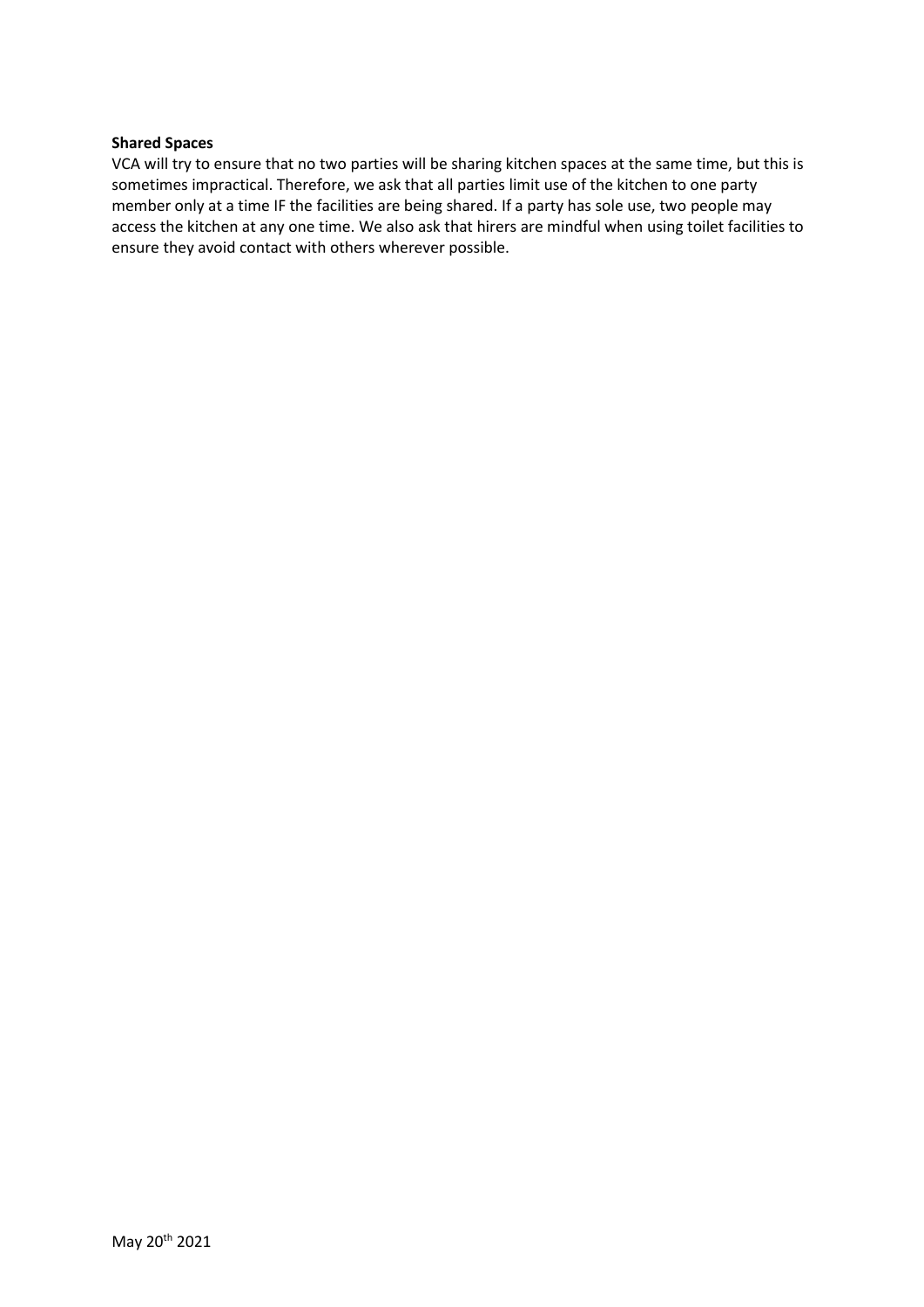**Shared Spaces**

VCA will try to ensure that no two parties will be sharing kitchen spaces at the same time, but this is sometimes impractical. Therefore, we ask that all parties limit use of the kitchen to one party member only at a time IF the facilities are being shared. If a party has sole use, two people may access the kitchen at any one time. We also ask that hirers are mindful when using toilet facilities to ensure they avoid contact with others wherever possible.

May 20th 2021